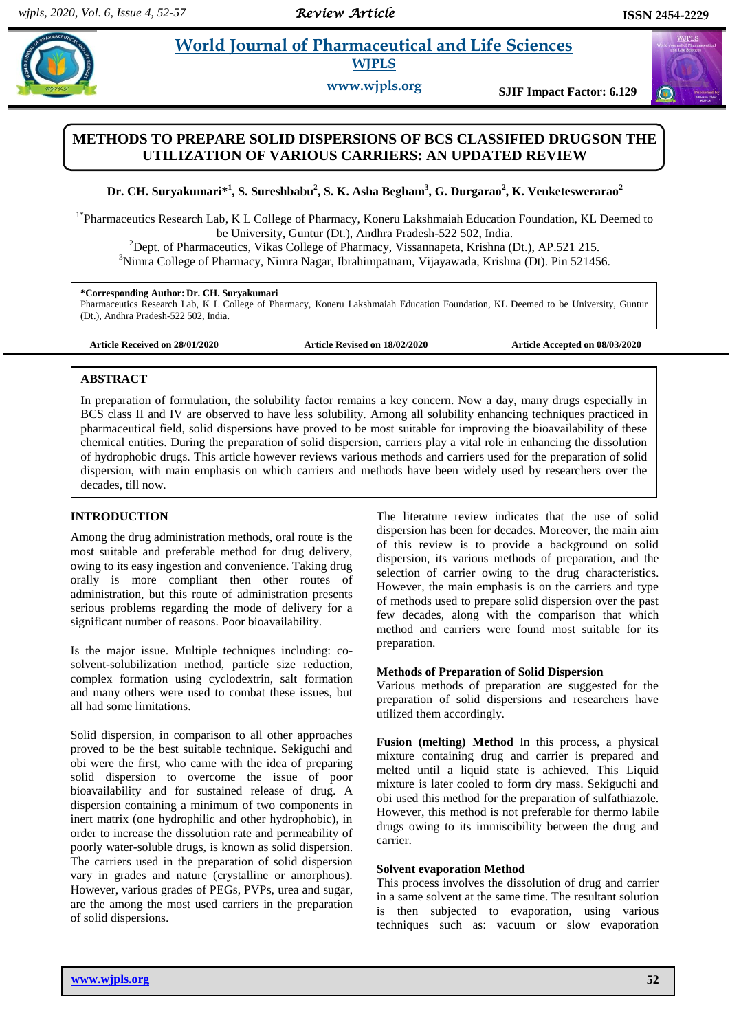# World Journal of Pharmaceutical and Life Sciences

**WJPLS**

**www.wjpls.org**

**SJIF Impact Factor: 6.129**

*Review Article*

**ISSN 2454-2229**

## METHODS TO PREPARE SOLID DISPERSIONS OF BCS CLASSIFIED DRUGSON THE UTILIZATION OF VARIOUS CARRIERS: AN UPDATED REVIEW

**Dr. CH. Suryakumari*[1], S. Sureshbabu[2], S. K. Asha Begham[3], G. Durgarao[2], K. Venketeswerarao[2]**

[1*]Pharmaceutics Research Lab, K L College of Pharmacy, Koneru Lakshmaiah Education Foundation, KL Deemed to be University, Guntur (Dt.), Andhra Pradesh-522 502, India.

[2]Dept. of Pharmaceutics, Vikas College of Pharmacy, Vissannapeta, Krishna (Dt.), AP.521 215.

[3]Nimra College of Pharmacy, Nimra Nagar, Ibrahimpatnam, Vijayawada, Krishna (Dt). Pin 521456.

**\*Corresponding Author: Dr. CH. Suryakumari**
Pharmaceutics Research Lab, K L College of Pharmacy, Koneru Lakshmaiah Education Foundation, KL Deemed to be University, Guntur (Dt.), Andhra Pradesh-522 502, India.

**Article Received on 28/01/2020** | **Article Revised on 18/02/2020** | **Article Accepted on 08/03/2020**

### ABSTRACT

In preparation of formulation, the solubility factor remains a key concern. Now a day, many drugs especially in BCS class II and IV are observed to have less solubility. Among all solubility enhancing techniques practiced in pharmaceutical field, solid dispersions have proved to be most suitable for improving the bioavailability of these chemical entities. During the preparation of solid dispersion, carriers play a vital role in enhancing the dissolution of hydrophobic drugs. This article however reviews various methods and carriers used for the preparation of solid dispersion, with main emphasis on which carriers and methods have been widely used by researchers over the decades, till now.

### INTRODUCTION

Among the drug administration methods, oral route is the most suitable and preferable method for drug delivery, owing to its easy ingestion and convenience. Taking drug orally is more compliant then other routes of administration, but this route of administration presents serious problems regarding the mode of delivery for a significant number of reasons. Poor bioavailability.

Is the major issue. Multiple techniques including: co-solvent-solubilization method, particle size reduction, complex formation using cyclodextrin, salt formation and many others were used to combat these issues, but all had some limitations.

Solid dispersion, in comparison to all other approaches proved to be the best suitable technique. Sekiguchi and obi were the first, who came with the idea of preparing solid dispersion to overcome the issue of poor bioavailability and for sustained release of drug. A dispersion containing a minimum of two components in inert matrix (one hydrophilic and other hydrophobic), in order to increase the dissolution rate and permeability of poorly water-soluble drugs, is known as solid dispersion. The carriers used in the preparation of solid dispersion vary in grades and nature (crystalline or amorphous). However, various grades of PEGs, PVPs, urea and sugar, are the among the most used carriers in the preparation of solid dispersions.

The literature review indicates that the use of solid dispersion has been for decades. Moreover, the main aim of this review is to provide a background on solid dispersion, its various methods of preparation, and the selection of carrier owing to the drug characteristics. However, the main emphasis is on the carriers and type of methods used to prepare solid dispersion over the past few decades, along with the comparison that which method and carriers were found most suitable for its preparation.

### Methods of Preparation of Solid Dispersion

Various methods of preparation are suggested for the preparation of solid dispersions and researchers have utilized them accordingly.

**Fusion (melting) Method** In this process, a physical mixture containing drug and carrier is prepared and melted until a liquid state is achieved. This Liquid mixture is later cooled to form dry mass. Sekiguchi and obi used this method for the preparation of sulfathiazole. However, this method is not preferable for thermo labile drugs owing to its immiscibility between the drug and carrier.

**Solvent evaporation Method**

This process involves the dissolution of drug and carrier in a same solvent at the same time. The resultant solution is then subjected to evaporation, using various techniques such as: vacuum or slow evaporation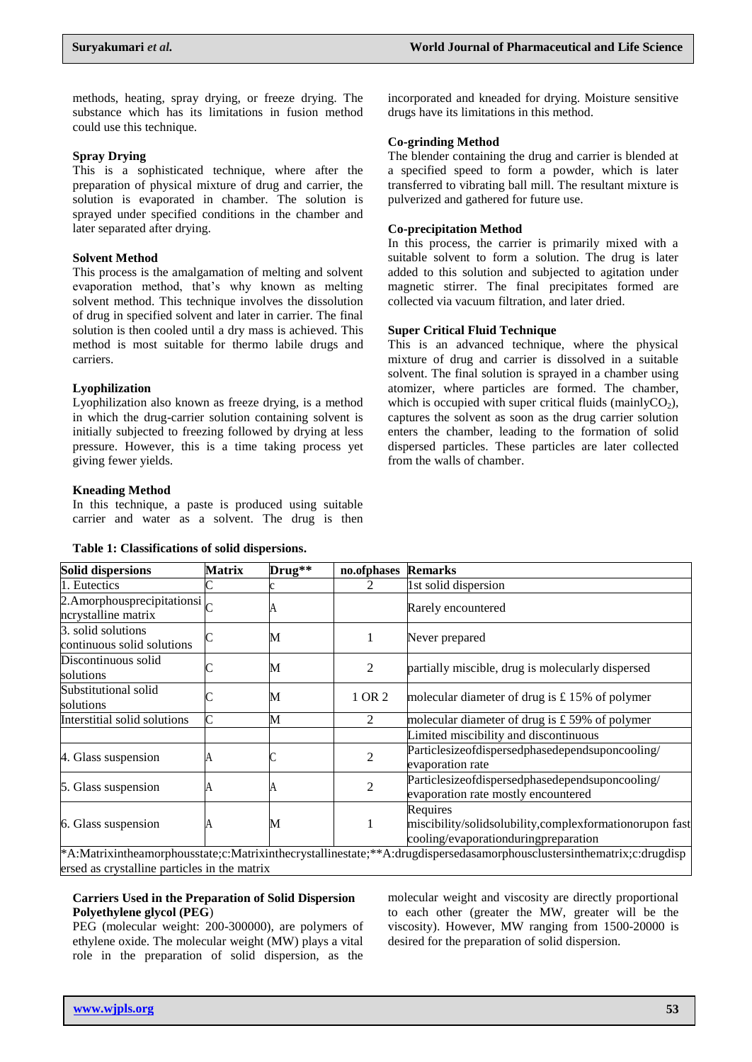methods, heating, spray drying, or freeze drying. The substance which has its limitations in fusion method could use this technique.

**Spray Drying**

This is a sophisticated technique, where after the preparation of physical mixture of drug and carrier, the solution is evaporated in chamber. The solution is sprayed under specified conditions in the chamber and later separated after drying.

**Solvent Method**

This process is the amalgamation of melting and solvent evaporation method, that's why known as melting solvent method. This technique involves the dissolution of drug in specified solvent and later in carrier. The final solution is then cooled until a dry mass is achieved. This method is most suitable for thermo labile drugs and carriers.

**Lyophilization**

Lyophilization also known as freeze drying, is a method in which the drug-carrier solution containing solvent is initially subjected to freezing followed by drying at less pressure. However, this is a time taking process yet giving fewer yields.

**Kneading Method**

In this technique, a paste is produced using suitable carrier and water as a solvent. The drug is then incorporated and kneaded for drying. Moisture sensitive drugs have its limitations in this method.

**Co-grinding Method**

The blender containing the drug and carrier is blended at a specified speed to form a powder, which is later transferred to vibrating ball mill. The resultant mixture is pulverized and gathered for future use.

**Co-precipitation Method**

In this process, the carrier is primarily mixed with a suitable solvent to form a solution. The drug is later added to this solution and subjected to agitation under magnetic stirrer. The final precipitates formed are collected via vacuum filtration, and later dried.

**Super Critical Fluid Technique**

This is an advanced technique, where the physical mixture of drug and carrier is dissolved in a suitable solvent. The final solution is sprayed in a chamber using atomizer, where particles are formed. The chamber, which is occupied with super critical fluids (mainly$CO_2$), captures the solvent as soon as the drug carrier solution enters the chamber, leading to the formation of solid dispersed particles. These particles are later collected from the walls of chamber.

**Table 1: Classifications of solid dispersions.**

| Solid dispersions | Matrix | Drug** | no.ofphases | Remarks |
|---|---|---|---|---|
| 1. Eutectics | C | c | 2 | 1st solid dispersion |
| 2.Amorphousprecipitationsi ncrystalline matrix | C | A | | Rarely encountered |
| 3. solid solutions continuous solid solutions | C | M | 1 | Never prepared |
| Discontinuous solid solutions | C | M | 2 | partially miscible, drug is molecularly dispersed |
| Substitutional solid solutions | C | M | 1 OR 2 | molecular diameter of drug is £ 15% of polymer |
| Interstitial solid solutions | C | M | 2 | molecular diameter of drug is £ 59% of polymer |
| | | | | Limited miscibility and discontinuous |
| 4. Glass suspension | A | C | 2 | Particlesizeofdispersedphasedependsuponcooling/ evaporation rate |
| 5. Glass suspension | A | A | 2 | Particlesizeofdispersedphasedependsuponcooling/ evaporation rate mostly encountered |
| 6. Glass suspension | A | M | 1 | Requires miscibility/solidsolubility,complexformationorupon fast cooling/evaporationduringpreparation |

*A:Matrixintheamorphousstate;c:Matrixinthecrystallinestate;**A:drugdispersedasamorphousclustersinthematrix;c:drugdispersed as crystalline particles in the matrix

**Carriers Used in the Preparation of Solid Dispersion**

**Polyethylene glycol (PEG**)

PEG (molecular weight: 200-300000), are polymers of ethylene oxide. The molecular weight (MW) plays a vital role in the preparation of solid dispersion, as the molecular weight and viscosity are directly proportional to each other (greater the MW, greater will be the viscosity). However, MW ranging from 1500-20000 is desired for the preparation of solid dispersion.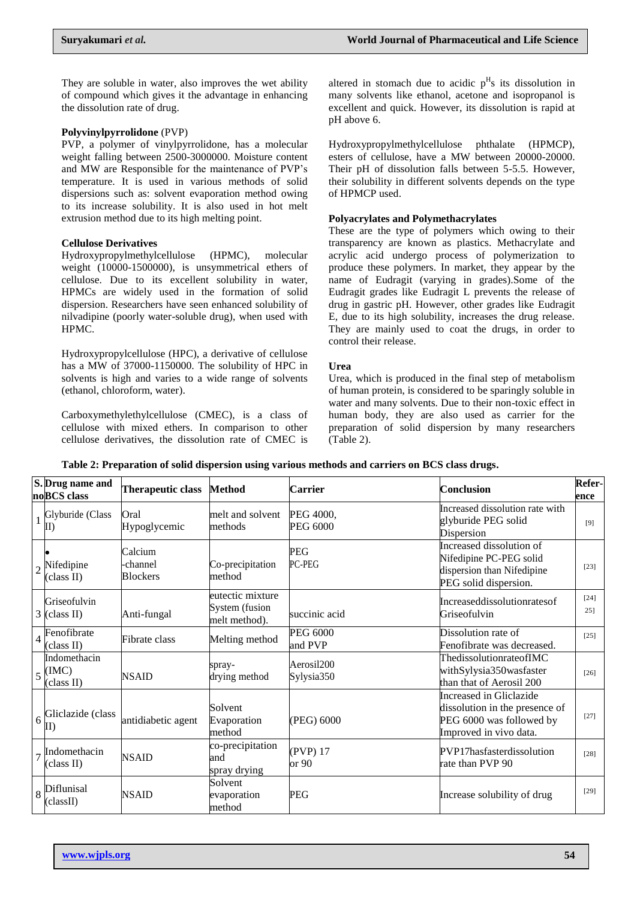They are soluble in water, also improves the wet ability of compound which gives it the advantage in enhancing the dissolution rate of drug.

**Polyvinylpyrrolidone** (PVP)

PVP, a polymer of vinylpyrrolidone, has a molecular weight falling between 2500-3000000. Moisture content and MW are Responsible for the maintenance of PVP's temperature. It is used in various methods of solid dispersions such as: solvent evaporation method owing to its increase solubility. It is also used in hot melt extrusion method due to its high melting point.

**Cellulose Derivatives**

Hydroxypropylmethylcellulose (HPMC), molecular weight (10000-1500000), is unsymmetrical ethers of cellulose. Due to its excellent solubility in water, HPMCs are widely used in the formation of solid dispersion. Researchers have seen enhanced solubility of nilvadipine (poorly water-soluble drug), when used with HPMC.

Hydroxypropylcellulose (HPC), a derivative of cellulose has a MW of 37000-1150000. The solubility of HPC in solvents is high and varies to a wide range of solvents (ethanol, chloroform, water).

Carboxymethylethylcellulose (CMEC), is a class of cellulose with mixed ethers. In comparison to other cellulose derivatives, the dissolution rate of CMEC is altered in stomach due to acidic $p^H$s its dissolution in many solvents like ethanol, acetone and isopropanol is excellent and quick. However, its dissolution is rapid at pH above 6.

Hydroxypropylmethylcellulose phthalate (HPMCP), esters of cellulose, have a MW between 20000-20000. Their pH of dissolution falls between 5-5.5. However, their solubility in different solvents depends on the type of HPMCP used.

**Polyacrylates and Polymethacrylates**

These are the type of polymers which owing to their transparency are known as plastics. Methacrylate and acrylic acid undergo process of polymerization to produce these polymers. In market, they appear by the name of Eudragit (varying in grades).Some of the Eudragit grades like Eudragit L prevents the release of drug in gastric pH. However, other grades like Eudragit E, due to its high solubility, increases the drug release. They are mainly used to coat the drugs, in order to control their release.

**Urea**

Urea, which is produced in the final step of metabolism of human protein, is considered to be sparingly soluble in water and many solvents. Due to their non-toxic effect in human body, they are also used as carrier for the preparation of solid dispersion by many researchers (Table 2).

**Table 2: Preparation of solid dispersion using various methods and carriers on BCS class drugs.**

| S. no | Drug name and BCS class | Therapeutic class | Method | Carrier | Conclusion | Reference |
|---|---|---|---|---|---|---|
| 1 | Glyburide (Class II) | Oral Hypoglycemic | melt and solvent methods | PEG 4000, PEG 6000 | Increased dissolution rate with glyburide PEG solid Dispersion | [9] |
| 2 | • Nifedipine (class II) | Calcium -channel Blockers | Co-precipitation method | PEG PC-PEG | Increased dissolution of Nifedipine PC-PEG solid dispersion than Nifedipine PEG solid dispersion. | [23] |
| 3 | Griseofulvin (class II) | Anti-fungal | eutectic mixture System (fusion melt method). | succinic acid | Increaseddissolutionratesof Griseofulvin | [24] 25] |
| 4 | Fenofibrate (class II) | Fibrate class | Melting method | PEG 6000 and PVP | Dissolution rate of Fenofibrate was decreased. | [25] |
| 5 | Indomethacin (IMC) (class II) | NSAID | spray-drying method | Aerosil200 Sylysia350 | ThedissolutionrateofIMC withSylysia350wasfaster than that of Aerosil 200 | [26] |
| 6 | Gliclazide (class II) | antidiabetic agent | Solvent Evaporation method | (PEG) 6000 | Increased in Gliclazide dissolution in the presence of PEG 6000 was followed by Improved in vivo data. | [27] |
| 7 | Indomethacin (class II) | NSAID | co-precipitation and spray drying | (PVP) 17 or 90 | PVP17hasfasterdissolution rate than PVP 90 | [28] |
| 8 | Diflunisal (classII) | NSAID | Solvent evaporation method | PEG | Increase solubility of drug | [29] |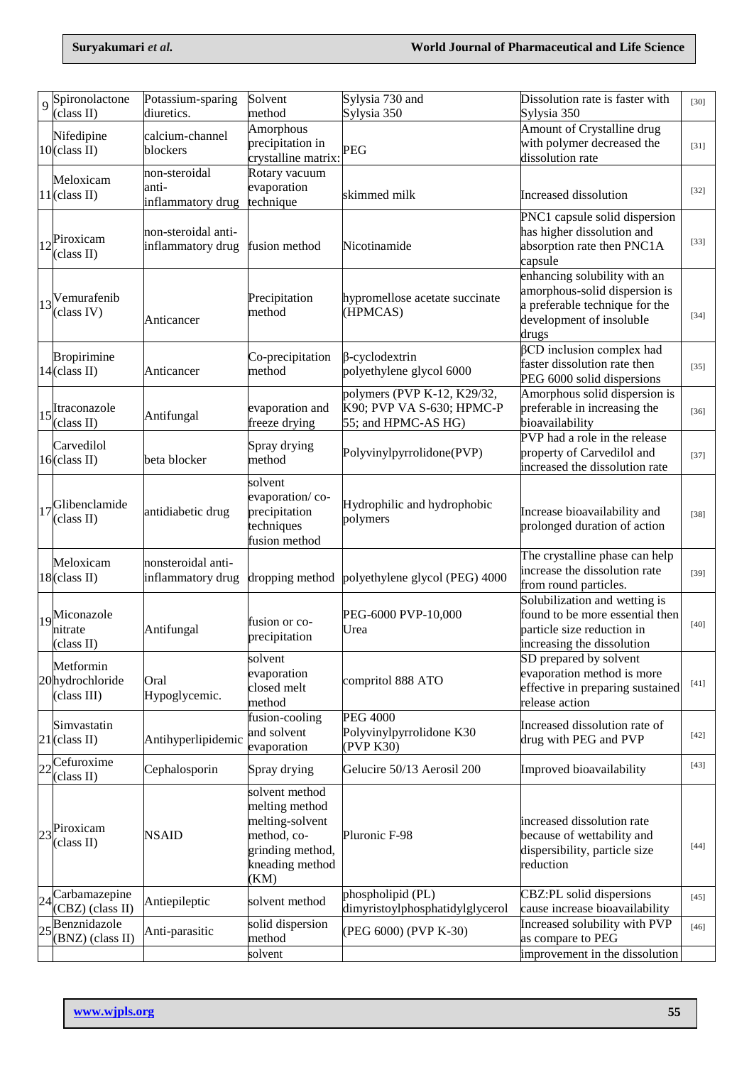| | | | | | | |
|---|---|---|---|---|---|---|
| 9 | Spironolactone (class II) | Potassium-sparing diuretics. | Solvent method | Sylysia 730 and Sylysia 350 | Dissolution rate is faster with Sylysia 350 | [30] |
| 10 | Nifedipine (class II) | calcium-channel blockers | Amorphous precipitation in crystalline matrix: | PEG | Amount of Crystalline drug with polymer decreased the dissolution rate | [31] |
| 11 | Meloxicam (class II) | non-steroidal anti-inflammatory drug | Rotary vacuum evaporation technique | skimmed milk | Increased dissolution | [32] |
| 12 | Piroxicam (class II) | non-steroidal anti-inflammatory drug | fusion method | Nicotinamide | PNC1 capsule solid dispersion has higher dissolution and absorption rate then PNC1A capsule | [33] |
| 13 | Vemurafenib (class IV) | Anticancer | Precipitation method | hypromellose acetate succinate (HPMCAS) | enhancing solubility with an amorphous-solid dispersion is a preferable technique for the development of insoluble drugs | [34] |
| 14 | Bropirimine (class II) | Anticancer | Co-precipitation method | β-cyclodextrin polyethylene glycol 6000 | βCD inclusion complex had faster dissolution rate then PEG 6000 solid dispersions | [35] |
| 15 | Itraconazole (class II) | Antifungal | evaporation and freeze drying | polymers (PVP K-12, K29/32, K90; PVP VA S-630; HPMC-P 55; and HPMC-AS HG) | Amorphous solid dispersion is preferable in increasing the bioavailability | [36] |
| 16 | Carvedilol (class II) | beta blocker | Spray drying method | Polyvinylpyrrolidone(PVP) | PVP had a role in the release property of Carvedilol and increased the dissolution rate | [37] |
| 17 | Glibenclamide (class II) | antidiabetic drug | solvent evaporation/ co-precipitation techniques fusion method | Hydrophilic and hydrophobic polymers | Increase bioavailability and prolonged duration of action | [38] |
| 18 | Meloxicam (class II) | nonsteroidal anti-inflammatory drug | dropping method | polyethylene glycol (PEG) 4000 | The crystalline phase can help increase the dissolution rate from round particles. | [39] |
| 19 | Miconazole nitrate (class II) | Antifungal | fusion or co-precipitation | PEG-6000 PVP-10,000 Urea | Solubilization and wetting is found to be more essential then particle size reduction in increasing the dissolution | [40] |
| 20 | Metformin hydrochloride (class III) | Oral Hypoglycemic. | solvent evaporation closed melt method | compritol 888 ATO | SD prepared by solvent evaporation method is more effective in preparing sustained release action | [41] |
| 21 | Simvastatin (class II) | Antihyperlipidemic | fusion-cooling and solvent evaporation | PEG 4000 Polyvinylpyrrolidone K30 (PVP K30) | Increased dissolution rate of drug with PEG and PVP | [42] |
| 22 | Cefuroxime (class II) | Cephalosporin | Spray drying | Gelucire 50/13 Aerosil 200 | Improved bioavailability | [43] |
| 23 | Piroxicam (class II) | NSAID | solvent method melting method melting-solvent method, co-grinding method, kneading method (KM) | Pluronic F-98 | increased dissolution rate because of wettability and dispersibility, particle size reduction | [44] |
| 24 | Carbamazepine (CBZ) (class II) | Antiepileptic | solvent method | phospholipid (PL) dimyristoylphosphatidylglycerol | CBZ:PL solid dispersions cause increase bioavailability | [45] |
| 25 | Benznidazole (BNZ) (class II) | Anti-parasitic | solid dispersion method | (PEG 6000) (PVP K-30) | Increased solubility with PVP as compare to PEG | [46] |
| | | | solvent | | improvement in the dissolution | |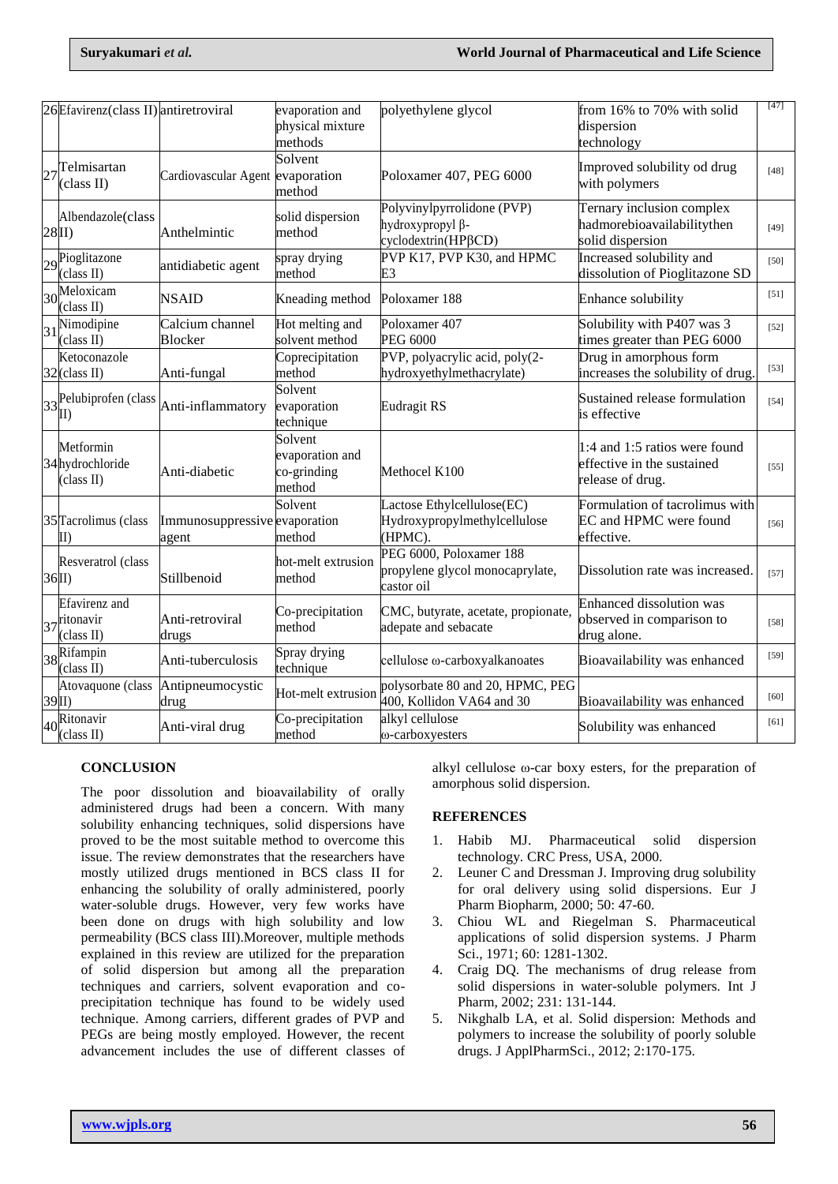| 26 | Efavirenz(class II) | antiretroviral | evaporation and physical mixture methods | polyethylene glycol | from 16% to 70% with solid dispersion technology | [47] |
|---|---|---|---|---|---|---|
| 27 | Telmisartan (class II) | Cardiovascular Agent | Solvent evaporation method | Poloxamer 407, PEG 6000 | Improved solubility od drug with polymers | [48] |
| 28 | Albendazole(class II) | Anthelmintic | solid dispersion method | Polyvinylpyrrolidone (PVP) hydroxypropyl β-cyclodextrin(HPβCD) | Ternary inclusion complex hadmorebioavailabilitythen solid dispersion | [49] |
| 29 | Pioglitazone (class II) | antidiabetic agent | spray drying method | PVP K17, PVP K30, and HPMC E3 | Increased solubility and dissolution of Pioglitazone SD | [50] |
| 30 | Meloxicam (class II) | NSAID | Kneading method | Poloxamer 188 | Enhance solubility | [51] |
| 31 | Nimodipine (class II) | Calcium channel Blocker | Hot melting and solvent method | Poloxamer 407 PEG 6000 | Solubility with P407 was 3 times greater than PEG 6000 | [52] |
| 32 | Ketoconazole (class II) | Anti-fungal | Coprecipitation method | PVP, polyacrylic acid, poly(2-hydroxyethylmethacrylate) | Drug in amorphous form increases the solubility of drug. | [53] |
| 33 | Pelubiprofen (class II) | Anti-inflammatory | Solvent evaporation technique | Eudragit RS | Sustained release formulation is effective | [54] |
| 34 | Metformin hydrochloride (class II) | Anti-diabetic | Solvent evaporation and co-grinding method | Methocel K100 | 1:4 and 1:5 ratios were found effective in the sustained release of drug. | [55] |
| 35 | Tacrolimus (class II) | Immunosuppressive agent | Solvent evaporation method | Lactose Ethylcellulose(EC) Hydroxypropylmethylcellulose (HPMC). | Formulation of tacrolimus with EC and HPMC were found effective. | [56] |
| 36 | Resveratrol (class II) | Stillbenoid | hot-melt extrusion method | PEG 6000, Poloxamer 188 propylene glycol monocaprylate, castor oil | Dissolution rate was increased. | [57] |
| 37 | Efavirenz and ritonavir (class II) | Anti-retroviral drugs | Co-precipitation method | CMC, butyrate, acetate, propionate, adepate and sebacate | Enhanced dissolution was observed in comparison to drug alone. | [58] |
| 38 | Rifampin (class II) | Anti-tuberculosis | Spray drying technique | cellulose ω-carboxyalkanoates | Bioavailability was enhanced | [59] |
| 39 | Atovaquone (class II) | Antipneumocystic drug | Hot-melt extrusion | polysorbate 80 and 20, HPMC, PEG 400, Kollidon VA64 and 30 | Bioavailability was enhanced | [60] |
| 40 | Ritonavir (class II) | Anti-viral drug | Co-precipitation method | alkyl cellulose ω-carboxyesters | Solubility was enhanced | [61] |

## CONCLUSION

The poor dissolution and bioavailability of orally administered drugs had been a concern. With many solubility enhancing techniques, solid dispersions have proved to be the most suitable method to overcome this issue. The review demonstrates that the researchers have mostly utilized drugs mentioned in BCS class II for enhancing the solubility of orally administered, poorly water-soluble drugs. However, very few works have been done on drugs with high solubility and low permeability (BCS class III).Moreover, multiple methods explained in this review are utilized for the preparation of solid dispersion but among all the preparation techniques and carriers, solvent evaporation and co-precipitation technique has found to be widely used technique. Among carriers, different grades of PVP and PEGs are being mostly employed. However, the recent advancement includes the use of different classes of alkyl cellulose ω-car boxy esters, for the preparation of amorphous solid dispersion.

## REFERENCES

1. Habib MJ. Pharmaceutical solid dispersion technology. CRC Press, USA, 2000.
2. Leuner C and Dressman J. Improving drug solubility for oral delivery using solid dispersions. Eur J Pharm Biopharm, 2000; 50: 47-60.
3. Chiou WL and Riegelman S. Pharmaceutical applications of solid dispersion systems. J Pharm Sci., 1971; 60: 1281-1302.
4. Craig DQ. The mechanisms of drug release from solid dispersions in water-soluble polymers. Int J Pharm, 2002; 231: 131-144.
5. Nikghalb LA, et al. Solid dispersion: Methods and polymers to increase the solubility of poorly soluble drugs. J ApplPharmSci., 2012; 2:170-175.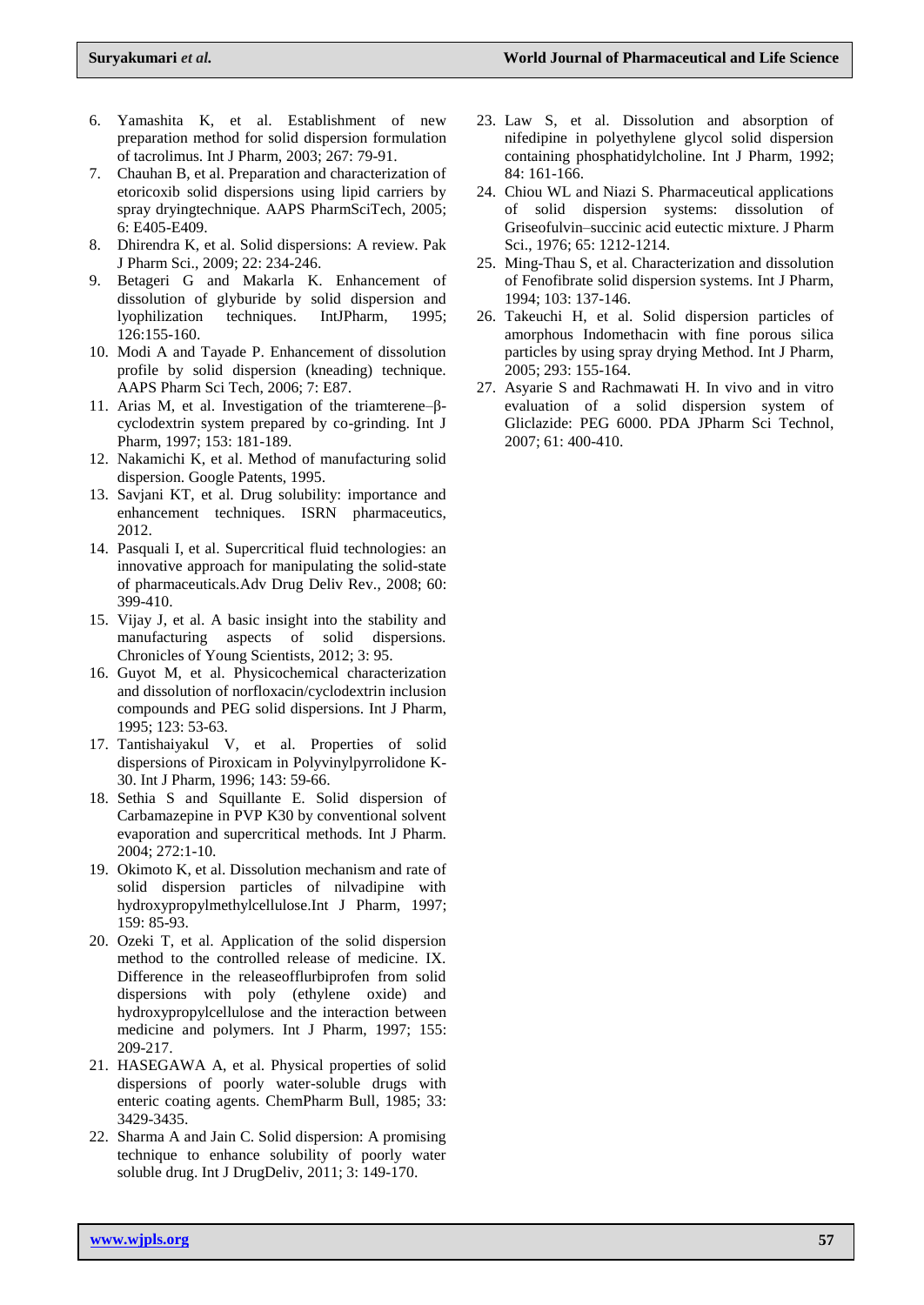6. Yamashita K, et al. Establishment of new preparation method for solid dispersion formulation of tacrolimus. Int J Pharm, 2003; 267: 79-91.
7. Chauhan B, et al. Preparation and characterization of etoricoxib solid dispersions using lipid carriers by spray dryingtechnique. AAPS PharmSciTech, 2005; 6: E405-E409.
8. Dhirendra K, et al. Solid dispersions: A review. Pak J Pharm Sci., 2009; 22: 234-246.
9. Betageri G and Makarla K. Enhancement of dissolution of glyburide by solid dispersion and lyophilization techniques. IntJPharm, 1995; 126:155-160.
10. Modi A and Tayade P. Enhancement of dissolution profile by solid dispersion (kneading) technique. AAPS Pharm Sci Tech, 2006; 7: E87.
11. Arias M, et al. Investigation of the triamterene–β-cyclodextrin system prepared by co-grinding. Int J Pharm, 1997; 153: 181-189.
12. Nakamichi K, et al. Method of manufacturing solid dispersion. Google Patents, 1995.
13. Savjani KT, et al. Drug solubility: importance and enhancement techniques. ISRN pharmaceutics, 2012.
14. Pasquali I, et al. Supercritical fluid technologies: an innovative approach for manipulating the solid-state of pharmaceuticals.Adv Drug Deliv Rev., 2008; 60: 399-410.
15. Vijay J, et al. A basic insight into the stability and manufacturing aspects of solid dispersions. Chronicles of Young Scientists, 2012; 3: 95.
16. Guyot M, et al. Physicochemical characterization and dissolution of norfloxacin/cyclodextrin inclusion compounds and PEG solid dispersions. Int J Pharm, 1995; 123: 53-63.
17. Tantishaiyakul V, et al. Properties of solid dispersions of Piroxicam in Polyvinylpyrrolidone K-30. Int J Pharm, 1996; 143: 59-66.
18. Sethia S and Squillante E. Solid dispersion of Carbamazepine in PVP K30 by conventional solvent evaporation and supercritical methods. Int J Pharm. 2004; 272:1-10.
19. Okimoto K, et al. Dissolution mechanism and rate of solid dispersion particles of nilvadipine with hydroxypropylmethylcellulose.Int J Pharm, 1997; 159: 85-93.
20. Ozeki T, et al. Application of the solid dispersion method to the controlled release of medicine. IX. Difference in the releaseofflurbiprofen from solid dispersions with poly (ethylene oxide) and hydroxypropylcellulose and the interaction between medicine and polymers. Int J Pharm, 1997; 155: 209-217.
21. HASEGAWA A, et al. Physical properties of solid dispersions of poorly water-soluble drugs with enteric coating agents. ChemPharm Bull, 1985; 33: 3429-3435.
22. Sharma A and Jain C. Solid dispersion: A promising technique to enhance solubility of poorly water soluble drug. Int J DrugDeliv, 2011; 3: 149-170.
23. Law S, et al. Dissolution and absorption of nifedipine in polyethylene glycol solid dispersion containing phosphatidylcholine. Int J Pharm, 1992; 84: 161-166.
24. Chiou WL and Niazi S. Pharmaceutical applications of solid dispersion systems: dissolution of Griseofulvin–succinic acid eutectic mixture. J Pharm Sci., 1976; 65: 1212-1214.
25. Ming-Thau S, et al. Characterization and dissolution of Fenofibrate solid dispersion systems. Int J Pharm, 1994; 103: 137-146.
26. Takeuchi H, et al. Solid dispersion particles of amorphous Indomethacin with fine porous silica particles by using spray drying Method. Int J Pharm, 2005; 293: 155-164.
27. Asyarie S and Rachmawati H. In vivo and in vitro evaluation of a solid dispersion system of Gliclazide: PEG 6000. PDA JPharm Sci Technol, 2007; 61: 400-410.